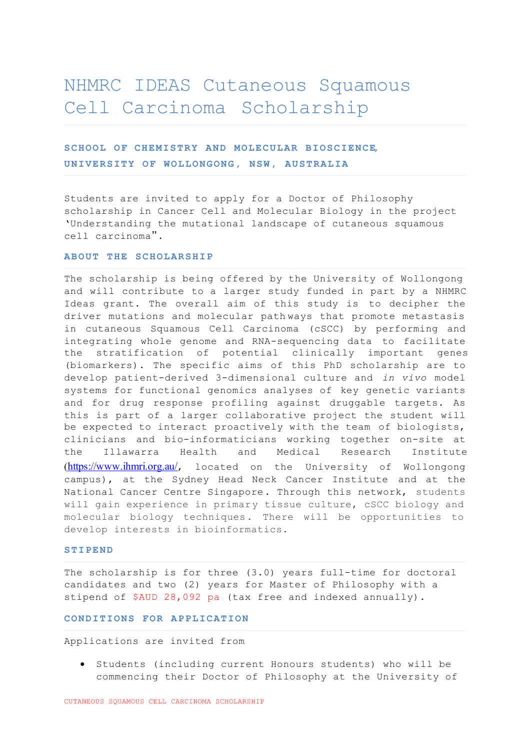# NHMRC IDEAS Cutaneous Squamous Cell Carcinoma Scholarship

**SCHOOL OF CHEMISTRY AND MOLECULAR BIOSCIENCE, UNIVERSITY OF WOLLONGONG, NSW, AUSTRALIA**

Students are invited to apply for a Doctor of Philosophy scholarship in Cancer Cell and Molecular Biology in the project 'Understanding the mutational landscape of cutaneous squamous cell carcinoma".

## ABOUT THE SCHOLARSHIP

The scholarship is being offered by the University of Wollongong and will contribute to a larger study funded in part by a NHMRC Ideas grant. The overall aim of this study is to decipher the driver mutations and molecular pathways that promote metastasis in cutaneous Squamous Cell Carcinoma (cSCC) by performing and integrating whole genome and RNA-sequencing data to facilitate the stratification of potential clinically important genes (biomarkers). The specific aims of this PhD scholarship are to develop patient-derived 3-dimensional culture and *in vivo* model systems for functional genomics analyses of key genetic variants and for drug response profiling against druggable targets. As this is part of a larger collaborative project the student will be expected to interact proactively with the team of biologists, clinicians and bio-informaticians working together on-site at the Illawarra Health and Medical Research Institute (https://www.ihmri.org.au/, located on the University of Wollongong campus), at the Sydney Head Neck Cancer Institute and at the National Cancer Centre Singapore. Through this network, students will gain experience in primary tissue culture, cSCC biology and molecular biology techniques. There will be opportunities to develop interests in bioinformatics.

## STIPEND

The scholarship is for three (3.0) years full-time for doctoral candidates and two (2) years for Master of Philosophy with a stipend of $AUD 28,092 pa (tax free and indexed annually).

## CONDITIONS FOR APPLICATION

Applications are invited from

- Students (including current Honours students) who will be commencing their Doctor of Philosophy at the University of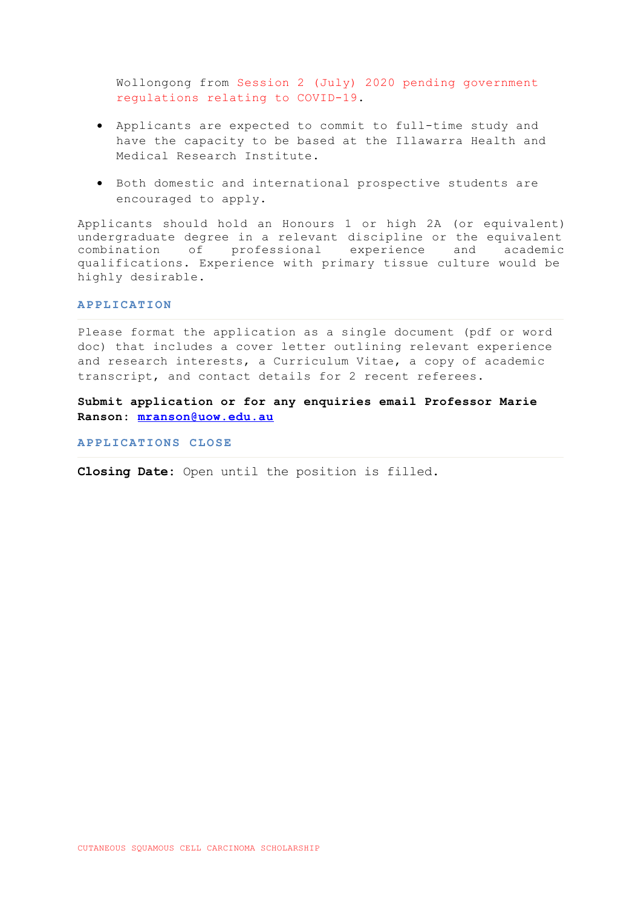Wollongong from Session 2 (July) 2020 pending government regulations relating to COVID-19.

- Applicants are expected to commit to full-time study and have the capacity to be based at the Illawarra Health and Medical Research Institute.
- Both domestic and international prospective students are encouraged to apply.

Applicants should hold an Honours 1 or high 2A (or equivalent) undergraduate degree in a relevant discipline or the equivalent combination of professional experience and academic qualifications. Experience with primary tissue culture would be highly desirable.

## APPLICATION

Please format the application as a single document (pdf or word doc) that includes a cover letter outlining relevant experience and research interests, a Curriculum Vitae, a copy of academic transcript, and contact details for 2 recent referees.

**Submit application or for any enquiries email Professor Marie Ranson: mranson@uow.edu.au**

## APPLICATIONS CLOSE

**Closing Date:** Open until the position is filled.